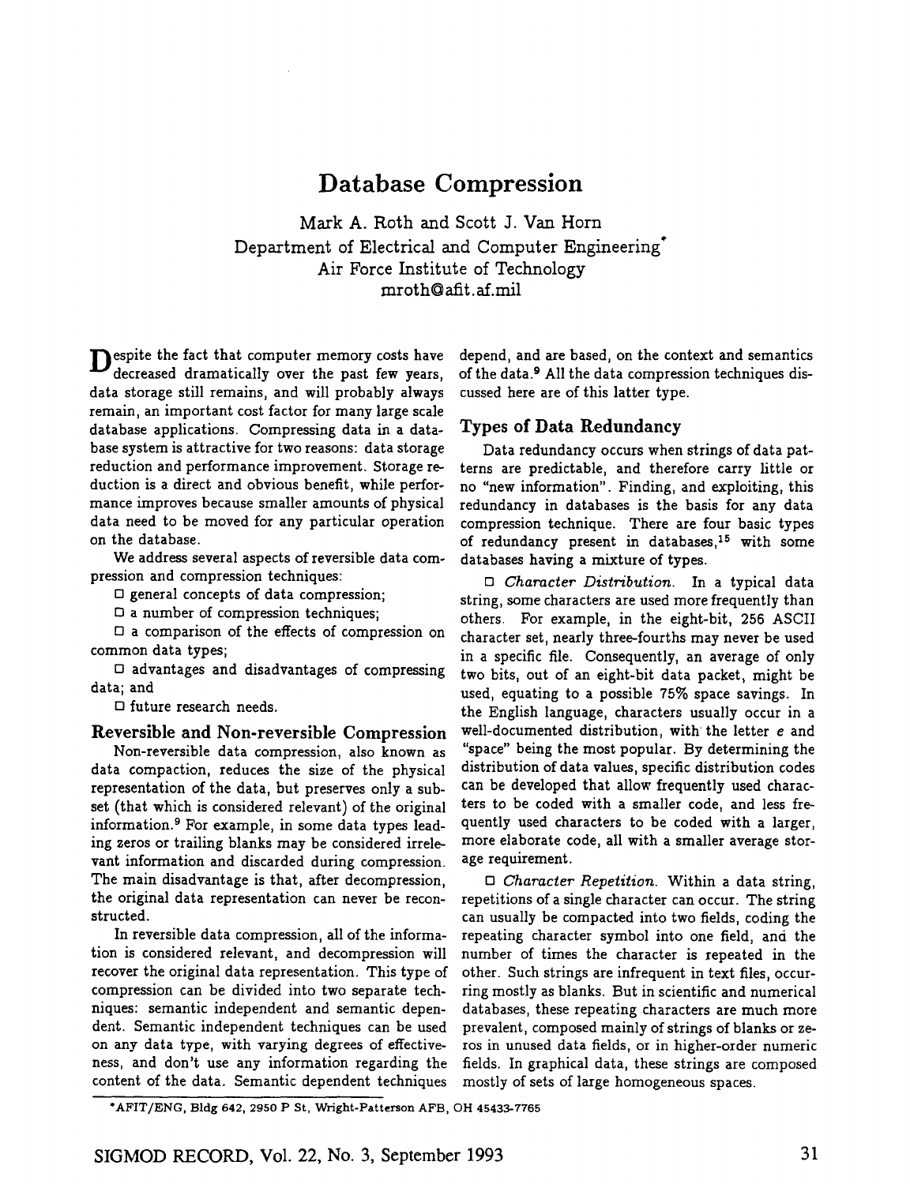# Database Compression

Mark A. Roth and Scott J. Van Horn
Department of Electrical and Computer Engineering*
Air Force Institute of Technology
mroth@afit.af.mil

Despite the fact that computer memory costs have decreased dramatically over the past few years, data storage still remains, and will probably always remain, an important cost factor for many large scale database applications. Compressing data in a database system is attractive for two reasons: data storage reduction and performance improvement. Storage reduction is a direct and obvious benefit, while performance improves because smaller amounts of physical data need to be moved for any particular operation on the database.

We address several aspects of reversible data compression and compression techniques:

- general concepts of data compression;
- a number of compression techniques;
- a comparison of the effects of compression on common data types;
- advantages and disadvantages of compressing data; and
- future research needs.

## Reversible and Non-reversible Compression

Non-reversible data compression, also known as data compaction, reduces the size of the physical representation of the data, but preserves only a subset (that which is considered relevant) of the original information.[9] For example, in some data types leading zeros or trailing blanks may be considered irrelevant information and discarded during compression. The main disadvantage is that, after decompression, the original data representation can never be reconstructed.

In reversible data compression, all of the information is considered relevant, and decompression will recover the original data representation. This type of compression can be divided into two separate techniques: semantic independent and semantic dependent. Semantic independent techniques can be used on any data type, with varying degrees of effectiveness, and don't use any information regarding the content of the data. Semantic dependent techniques depend, and are based, on the context and semantics of the data.[9] All the data compression techniques discussed here are of this latter type.

## Types of Data Redundancy

Data redundancy occurs when strings of data patterns are predictable, and therefore carry little or no "new information". Finding, and exploiting, this redundancy in databases is the basis for any data compression technique. There are four basic types of redundancy present in databases,[15] with some databases having a mixture of types.

- *Character Distribution.* In a typical data string, some characters are used more frequently than others. For example, in the eight-bit, 256 ASCII character set, nearly three-fourths may never be used in a specific file. Consequently, an average of only two bits, out of an eight-bit data packet, might be used, equating to a possible 75% space savings. In the English language, characters usually occur in a well-documented distribution, with the letter *e* and "space" being the most popular. By determining the distribution of data values, specific distribution codes can be developed that allow frequently used characters to be coded with a smaller code, and less frequently used characters to be coded with a larger, more elaborate code, all with a smaller average storage requirement.

- *Character Repetition.* Within a data string, repetitions of a single character can occur. The string can usually be compacted into two fields, coding the repeating character symbol into one field, and the number of times the character is repeated in the other. Such strings are infrequent in text files, occurring mostly as blanks. But in scientific and numerical databases, these repeating characters are much more prevalent, composed mainly of strings of blanks or zeros in unused data fields, or in higher-order numeric fields. In graphical data, these strings are composed mostly of sets of large homogeneous spaces.

*AFIT/ENG, Bldg 642, 2950 P St, Wright-Patterson AFB, OH 45433-7765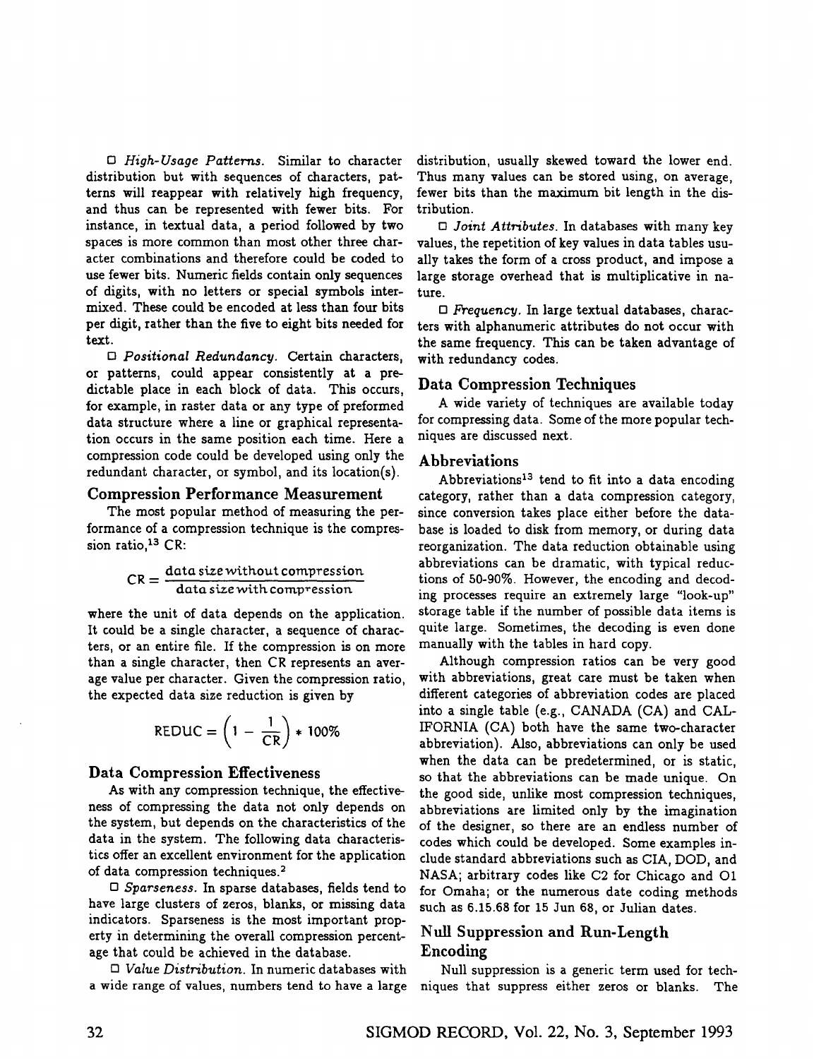□ *High-Usage Patterns.* Similar to character distribution but with sequences of characters, patterns will reappear with relatively high frequency, and thus can be represented with fewer bits. For instance, in textual data, a period followed by two spaces is more common than most other three character combinations and therefore could be coded to use fewer bits. Numeric fields contain only sequences of digits, with no letters or special symbols intermixed. These could be encoded at less than four bits per digit, rather than the five to eight bits needed for text.

□ *Positional Redundancy.* Certain characters, or patterns, could appear consistently at a predictable place in each block of data. This occurs, for example, in raster data or any type of preformed data structure where a line or graphical representation occurs in the same position each time. Here a compression code could be developed using only the redundant character, or symbol, and its location(s).

## Compression Performance Measurement

The most popular method of measuring the performance of a compression technique is the compression ratio,[13] CR:

$$\text{CR} = \frac{\text{data size without compression}}{\text{data size with compression}}$$

where the unit of data depends on the application. It could be a single character, a sequence of characters, or an entire file. If the compression is on more than a single character, then CR represents an average value per character. Given the compression ratio, the expected data size reduction is given by

$$\text{REDUC} = \left(1 - \frac{1}{\text{CR}}\right) * 100\%$$

## Data Compression Effectiveness

As with any compression technique, the effectiveness of compressing the data not only depends on the system, but depends on the characteristics of the data in the system. The following data characteristics offer an excellent environment for the application of data compression techniques.[2]

□ *Sparseness.* In sparse databases, fields tend to have large clusters of zeros, blanks, or missing data indicators. Sparseness is the most important property in determining the overall compression percentage that could be achieved in the database.

□ *Value Distribution.* In numeric databases with a wide range of values, numbers tend to have a large distribution, usually skewed toward the lower end. Thus many values can be stored using, on average, fewer bits than the maximum bit length in the distribution.

□ *Joint Attributes.* In databases with many key values, the repetition of key values in data tables usually takes the form of a cross product, and impose a large storage overhead that is multiplicative in nature.

□ *Frequency.* In large textual databases, characters with alphanumeric attributes do not occur with the same frequency. This can be taken advantage of with redundancy codes.

## Data Compression Techniques

A wide variety of techniques are available today for compressing data. Some of the more popular techniques are discussed next.

## Abbreviations

Abbreviations[13] tend to fit into a data encoding category, rather than a data compression category, since conversion takes place either before the database is loaded to disk from memory, or during data reorganization. The data reduction obtainable using abbreviations can be dramatic, with typical reductions of 50-90%. However, the encoding and decoding processes require an extremely large "look-up" storage table if the number of possible data items is quite large. Sometimes, the decoding is even done manually with the tables in hard copy.

Although compression ratios can be very good with abbreviations, great care must be taken when different categories of abbreviation codes are placed into a single table (e.g., CANADA (CA) and CALIFORNIA (CA) both have the same two-character abbreviation). Also, abbreviations can only be used when the data can be predetermined, or is static, so that the abbreviations can be made unique. On the good side, unlike most compression techniques, abbreviations are limited only by the imagination of the designer, so there are an endless number of codes which could be developed. Some examples include standard abbreviations such as CIA, DOD, and NASA; arbitrary codes like C2 for Chicago and O1 for Omaha; or the numerous date coding methods such as 6.15.68 for 15 Jun 68, or Julian dates.

## Null Suppression and Run-Length Encoding

Null suppression is a generic term used for techniques that suppress either zeros or blanks. The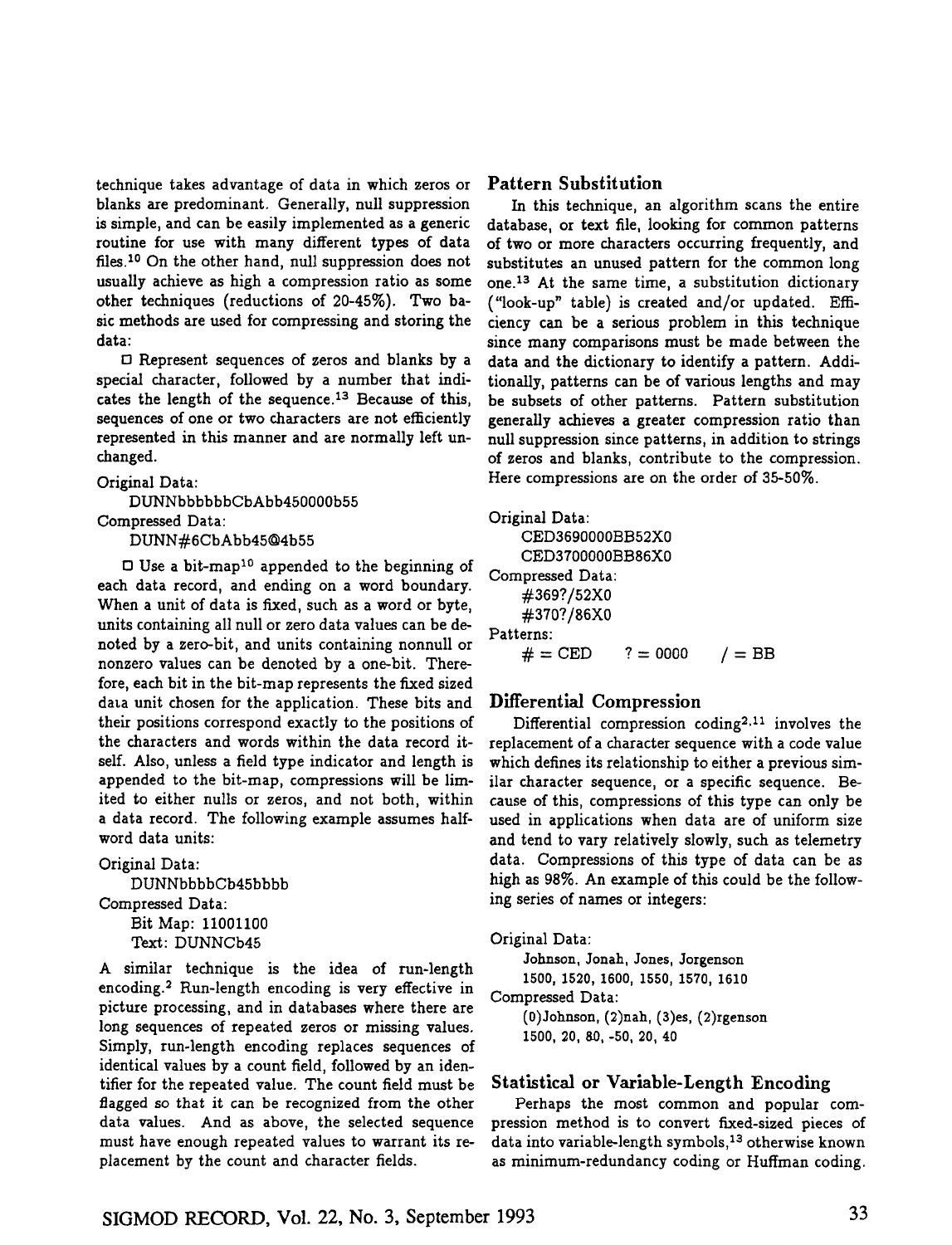technique takes advantage of data in which zeros or blanks are predominant. Generally, null suppression is simple, and can be easily implemented as a generic routine for use with many different types of data files.[10] On the other hand, null suppression does not usually achieve as high a compression ratio as some other techniques (reductions of 20-45%). Two basic methods are used for compressing and storing the data:

□ Represent sequences of zeros and blanks by a special character, followed by a number that indicates the length of the sequence.[13] Because of this, sequences of one or two characters are not efficiently represented in this manner and are normally left unchanged.

Original Data:
  DUNNbbbbbbCbAbb450000b55
Compressed Data:
  DUNN#6CbAbb45@4b55

□ Use a bit-map[10] appended to the beginning of each data record, and ending on a word boundary. When a unit of data is fixed, such as a word or byte, units containing all null or zero data values can be denoted by a zero-bit, and units containing nonnull or nonzero values can be denoted by a one-bit. Therefore, each bit in the bit-map represents the fixed sized data unit chosen for the application. These bits and their positions correspond exactly to the positions of the characters and words within the data record itself. Also, unless a field type indicator and length is appended to the bit-map, compressions will be limited to either nulls or zeros, and not both, within a data record. The following example assumes half-word data units:

Original Data:
  DUNNbbbbCb45bbbb
Compressed Data:
  Bit Map: 11001100
  Text: DUNNCb45

A similar technique is the idea of run-length encoding.[2] Run-length encoding is very effective in picture processing, and in databases where there are long sequences of repeated zeros or missing values. Simply, run-length encoding replaces sequences of identical values by a count field, followed by an identifier for the repeated value. The count field must be flagged so that it can be recognized from the other data values. And as above, the selected sequence must have enough repeated values to warrant its replacement by the count and character fields.

## Pattern Substitution

In this technique, an algorithm scans the entire database, or text file, looking for common patterns of two or more characters occurring frequently, and substitutes an unused pattern for the common long one.[13] At the same time, a substitution dictionary ("look-up" table) is created and/or updated. Efficiency can be a serious problem in this technique since many comparisons must be made between the data and the dictionary to identify a pattern. Additionally, patterns can be of various lengths and may be subsets of other patterns. Pattern substitution generally achieves a greater compression ratio than null suppression since patterns, in addition to strings of zeros and blanks, contribute to the compression. Here compressions are on the order of 35-50%.

Original Data:
  CED3690000BB52X0
  CED3700000BB86X0
Compressed Data:
  #369?/52X0
  #370?/86X0
Patterns:
  # = CED  ? = 0000  / = BB

## Differential Compression

Differential compression coding[2,11] involves the replacement of a character sequence with a code value which defines its relationship to either a previous similar character sequence, or a specific sequence. Because of this, compressions of this type can only be used in applications when data are of uniform size and tend to vary relatively slowly, such as telemetry data. Compressions of this type of data can be as high as 98%. An example of this could be the following series of names or integers:

Original Data:
  Johnson, Jonah, Jones, Jorgenson
  1500, 1520, 1600, 1550, 1570, 1610
Compressed Data:
  (0)Johnson, (2)nah, (3)es, (2)rgenson
  1500, 20, 80, -50, 20, 40

## Statistical or Variable-Length Encoding

Perhaps the most common and popular compression method is to convert fixed-sized pieces of data into variable-length symbols,[13] otherwise known as minimum-redundancy coding or Huffman coding.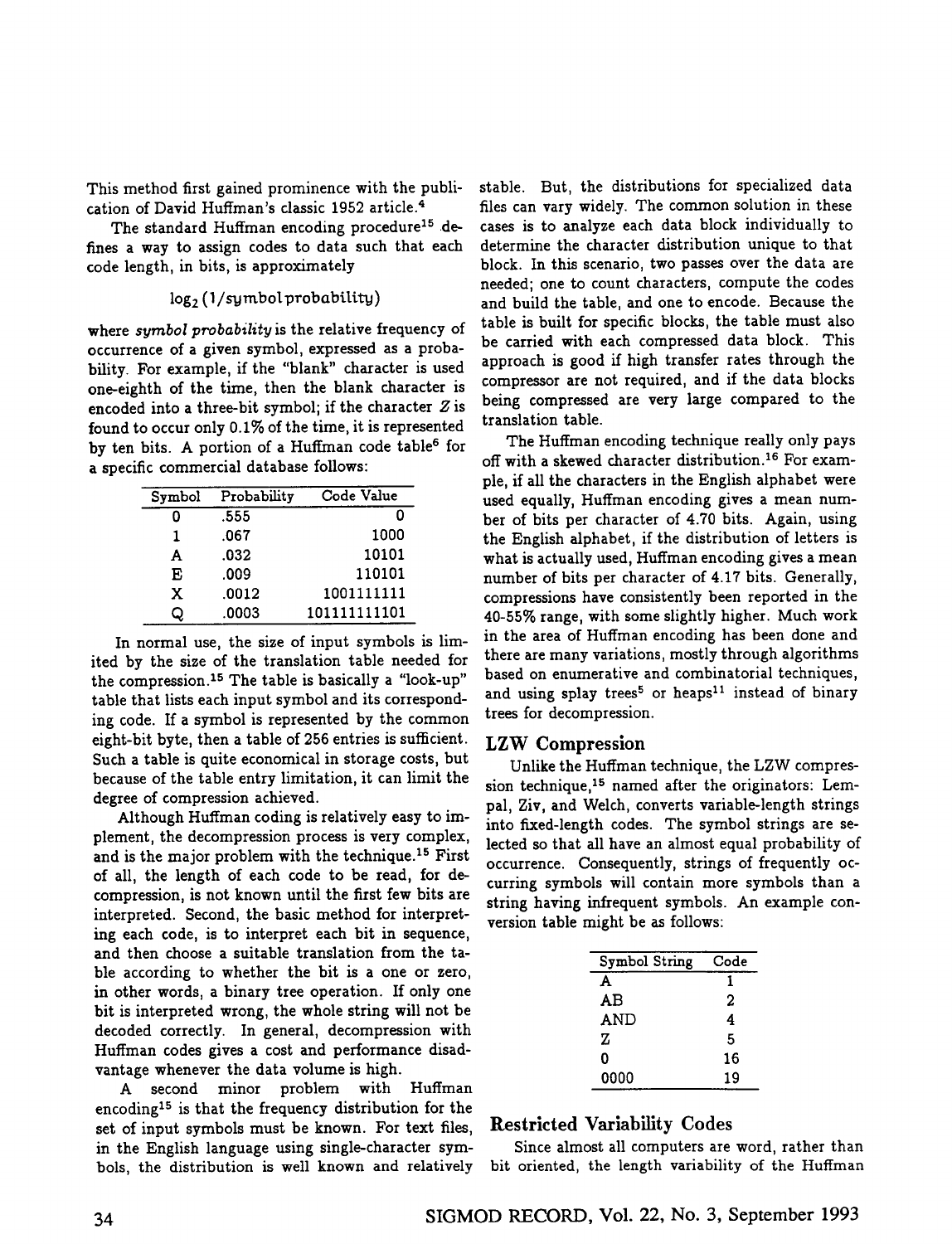This method first gained prominence with the publication of David Huffman's classic 1952 article.[4]

The standard Huffman encoding procedure[15] defines a way to assign codes to data such that each code length, in bits, is approximately

$$\log_2(1/\text{symbol probability})$$

where *symbol probability* is the relative frequency of occurrence of a given symbol, expressed as a probability. For example, if the "blank" character is used one-eighth of the time, then the blank character is encoded into a three-bit symbol; if the character *Z* is found to occur only 0.1% of the time, it is represented by ten bits. A portion of a Huffman code table[6] for a specific commercial database follows:

| Symbol | Probability | Code Value |
|---|---|---|
| 0 | .555 | 0 |
| 1 | .067 | 1000 |
| A | .032 | 10101 |
| E | .009 | 110101 |
| X | .0012 | 1001111111 |
| Q | .0003 | 101111111101 |

In normal use, the size of input symbols is limited by the size of the translation table needed for the compression.[15] The table is basically a "look-up" table that lists each input symbol and its corresponding code. If a symbol is represented by the common eight-bit byte, then a table of 256 entries is sufficient. Such a table is quite economical in storage costs, but because of the table entry limitation, it can limit the degree of compression achieved.

Although Huffman coding is relatively easy to implement, the decompression process is very complex, and is the major problem with the technique.[15] First of all, the length of each code to be read, for decompression, is not known until the first few bits are interpreted. Second, the basic method for interpreting each code, is to interpret each bit in sequence, and then choose a suitable translation from the table according to whether the bit is a one or zero, in other words, a binary tree operation. If only one bit is interpreted wrong, the whole string will not be decoded correctly. In general, decompression with Huffman codes gives a cost and performance disadvantage whenever the data volume is high.

A second minor problem with Huffman encoding[15] is that the frequency distribution for the set of input symbols must be known. For text files, in the English language using single-character symbols, the distribution is well known and relatively stable. But, the distributions for specialized data files can vary widely. The common solution in these cases is to analyze each data block individually to determine the character distribution unique to that block. In this scenario, two passes over the data are needed; one to count characters, compute the codes and build the table, and one to encode. Because the table is built for specific blocks, the table must also be carried with each compressed data block. This approach is good if high transfer rates through the compressor are not required, and if the data blocks being compressed are very large compared to the translation table.

The Huffman encoding technique really only pays off with a skewed character distribution.[16] For example, if all the characters in the English alphabet were used equally, Huffman encoding gives a mean number of bits per character of 4.70 bits. Again, using the English alphabet, if the distribution of letters is what is actually used, Huffman encoding gives a mean number of bits per character of 4.17 bits. Generally, compressions have consistently been reported in the 40-55% range, with some slightly higher. Much work in the area of Huffman encoding has been done and there are many variations, mostly through algorithms based on enumerative and combinatorial techniques, and using splay trees[5] or heaps[11] instead of binary trees for decompression.

## LZW Compression

Unlike the Huffman technique, the LZW compression technique,[15] named after the originators: Lempal, Ziv, and Welch, converts variable-length strings into fixed-length codes. The symbol strings are selected so that all have an almost equal probability of occurrence. Consequently, strings of frequently occurring symbols will contain more symbols than a string having infrequent symbols. An example conversion table might be as follows:

| Symbol String | Code |
|---|---|
| A | 1 |
| AB | 2 |
| AND | 4 |
| Z | 5 |
| 0 | 16 |
| 0000 | 19 |

## Restricted Variability Codes

Since almost all computers are word, rather than bit oriented, the length variability of the Huffman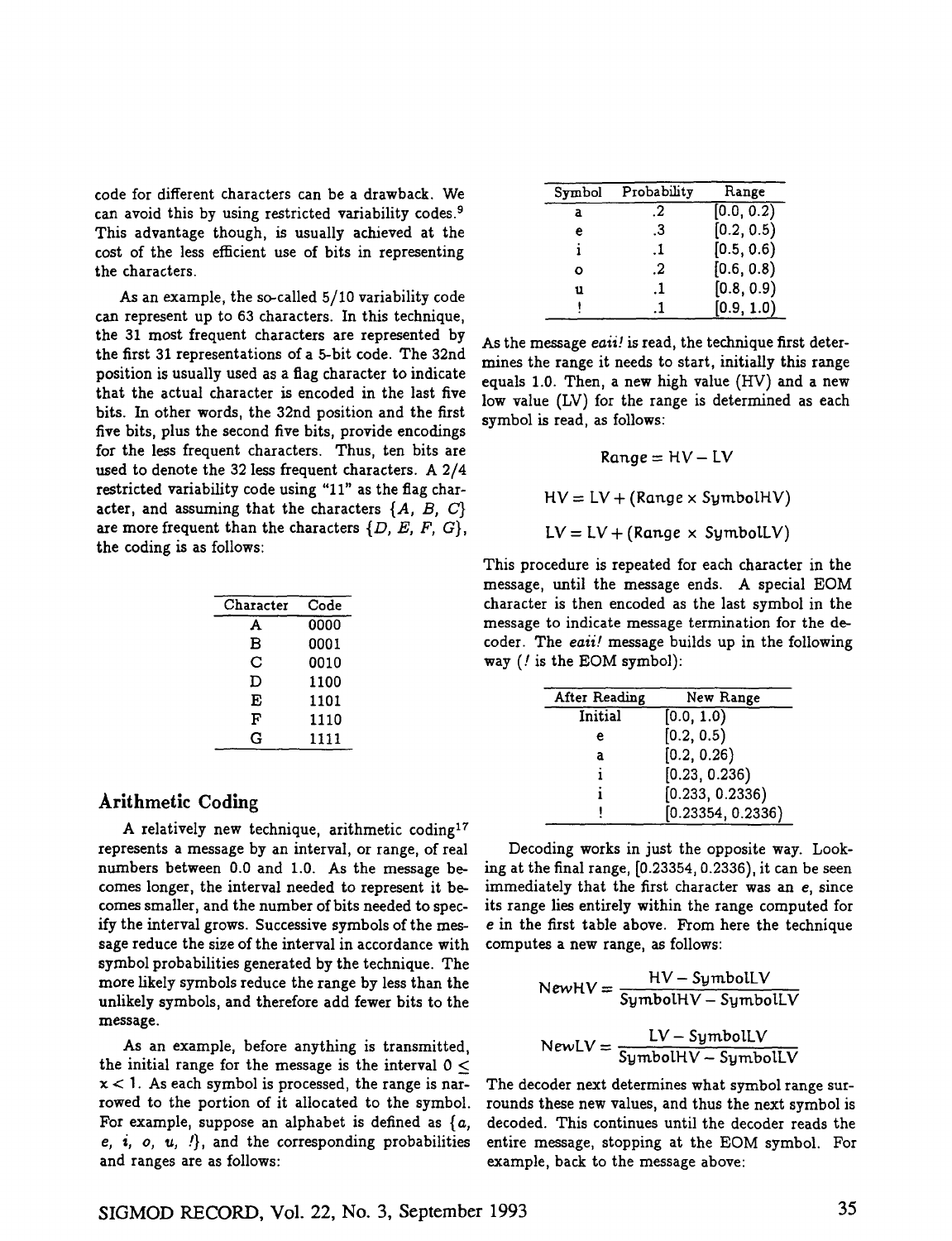code for different characters can be a drawback. We can avoid this by using restricted variability codes.[9] This advantage though, is usually achieved at the cost of the less efficient use of bits in representing the characters.

As an example, the so-called 5/10 variability code can represent up to 63 characters. In this technique, the 31 most frequent characters are represented by the first 31 representations of a 5-bit code. The 32nd position is usually used as a flag character to indicate that the actual character is encoded in the last five bits. In other words, the 32nd position and the first five bits, plus the second five bits, provide encodings for the less frequent characters. Thus, ten bits are used to denote the 32 less frequent characters. A 2/4 restricted variability code using "11" as the flag character, and assuming that the characters $\{A, B, C\}$ are more frequent than the characters $\{D, E, F, G\}$, the coding is as follows:

| Character | Code |
|---|---|
| A | 0000 |
| B | 0001 |
| C | 0010 |
| D | 1100 |
| E | 1101 |
| F | 1110 |
| G | 1111 |

## Arithmetic Coding

A relatively new technique, arithmetic coding[17] represents a message by an interval, or range, of real numbers between 0.0 and 1.0. As the message becomes longer, the interval needed to represent it becomes smaller, and the number of bits needed to specify the interval grows. Successive symbols of the message reduce the size of the interval in accordance with symbol probabilities generated by the technique. The more likely symbols reduce the range by less than the unlikely symbols, and therefore add fewer bits to the message.

As an example, before anything is transmitted, the initial range for the message is the interval $0 \leq x < 1$. As each symbol is processed, the range is narrowed to the portion of it allocated to the symbol. For example, suppose an alphabet is defined as $\{a, e, i, o, u, !\}$, and the corresponding probabilities and ranges are as follows:

| Symbol | Probability | Range |
|---|---|---|
| a | .2 | [0.0, 0.2) |
| e | .3 | [0.2, 0.5) |
| i | .1 | [0.5, 0.6) |
| o | .2 | [0.6, 0.8) |
| u | .1 | [0.8, 0.9) |
| ! | .1 | [0.9, 1.0) |

As the message *eaii!* is read, the technique first determines the range it needs to start, initially this range equals 1.0. Then, a new high value (HV) and a new low value (LV) for the range is determined as each symbol is read, as follows:

$$Range = HV - LV$$

$$HV = LV + (Range \times SymbolHV)$$

$$LV = LV + (Range \times SymbolLV)$$

This procedure is repeated for each character in the message, until the message ends. A special EOM character is then encoded as the last symbol in the message to indicate message termination for the decoder. The *eaii!* message builds up in the following way (*!* is the EOM symbol):

| After Reading | New Range |
|---|---|
| Initial | [0.0, 1.0) |
| e | [0.2, 0.5) |
| a | [0.2, 0.26) |
| i | [0.23, 0.236) |
| i | [0.233, 0.2336) |
| ! | [0.23354, 0.2336) |

Decoding works in just the opposite way. Looking at the final range, [0.23354, 0.2336), it can be seen immediately that the first character was an *e*, since its range lies entirely within the range computed for *e* in the first table above. From here the technique computes a new range, as follows:

$$NewHV = \frac{HV - SymbolLV}{SymbolHV - SymbolLV}$$

$$NewLV = \frac{LV - SymbolLV}{SymbolHV - SymbolLV}$$

The decoder next determines what symbol range surrounds these new values, and thus the next symbol is decoded. This continues until the decoder reads the entire message, stopping at the EOM symbol. For example, back to the message above: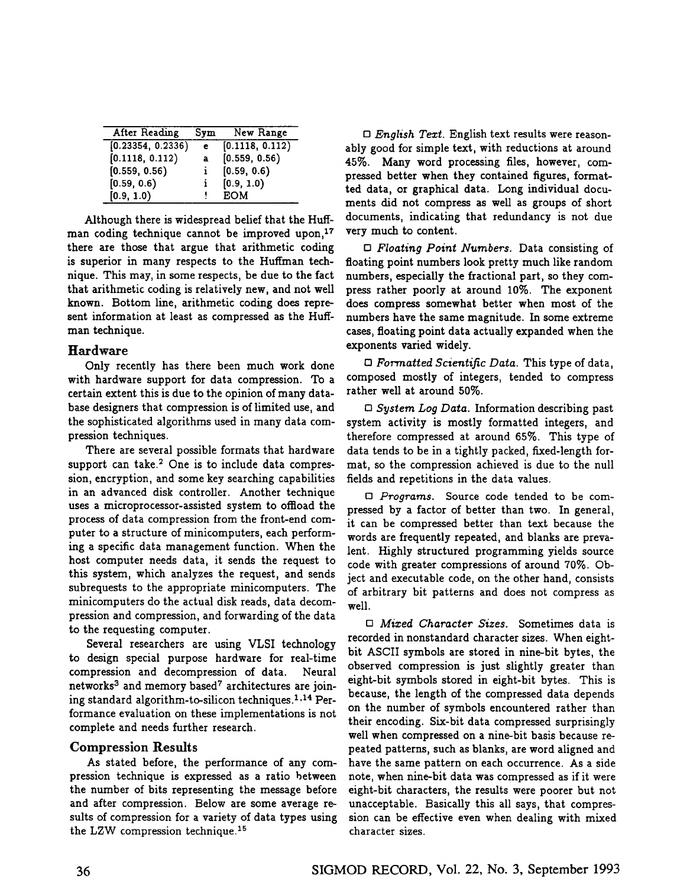| After Reading | Sym | New Range |
|---|---|---|
| [0.23354, 0.2336) | e | [0.1118, 0.112) |
| [0.1118, 0.112) | a | [0.559, 0.56) |
| [0.559, 0.56) | i | [0.59, 0.6) |
| [0.59, 0.6) | i | [0.9, 1.0) |
| [0.9, 1.0) | ! | EOM |

Although there is widespread belief that the Huffman coding technique cannot be improved upon,[17] there are those that argue that arithmetic coding is superior in many respects to the Huffman technique. This may, in some respects, be due to the fact that arithmetic coding is relatively new, and not well known. Bottom line, arithmetic coding does represent information at least as compressed as the Huffman technique.

## Hardware

Only recently has there been much work done with hardware support for data compression. To a certain extent this is due to the opinion of many database designers that compression is of limited use, and the sophisticated algorithms used in many data compression techniques.

There are several possible formats that hardware support can take.[2] One is to include data compression, encryption, and some key searching capabilities in an advanced disk controller. Another technique uses a microprocessor-assisted system to offload the process of data compression from the front-end computer to a structure of minicomputers, each performing a specific data management function. When the host computer needs data, it sends the request to this system, which analyzes the request, and sends subrequests to the appropriate minicomputers. The minicomputers do the actual disk reads, data decompression and compression, and forwarding of the data to the requesting computer.

Several researchers are using VLSI technology to design special purpose hardware for real-time compression and decompression of data. Neural networks[3] and memory based[7] architectures are joining standard algorithm-to-silicon techniques.[1,14] Performance evaluation on these implementations is not complete and needs further research.

## Compression Results

As stated before, the performance of any compression technique is expressed as a ratio between the number of bits representing the message before and after compression. Below are some average results of compression for a variety of data types using the LZW compression technique.[15]

- *English Text.* English text results were reasonably good for simple text, with reductions at around 45%. Many word processing files, however, compressed better when they contained figures, formatted data, or graphical data. Long individual documents did not compress as well as groups of short documents, indicating that redundancy is not due very much to content.

- *Floating Point Numbers.* Data consisting of floating point numbers look pretty much like random numbers, especially the fractional part, so they compress rather poorly at around 10%. The exponent does compress somewhat better when most of the numbers have the same magnitude. In some extreme cases, floating point data actually expanded when the exponents varied widely.

- *Formatted Scientific Data.* This type of data, composed mostly of integers, tended to compress rather well at around 50%.

- *System Log Data.* Information describing past system activity is mostly formatted integers, and therefore compressed at around 65%. This type of data tends to be in a tightly packed, fixed-length format, so the compression achieved is due to the null fields and repetitions in the data values.

- *Programs.* Source code tended to be compressed by a factor of better than two. In general, it can be compressed better than text because the words are frequently repeated, and blanks are prevalent. Highly structured programming yields source code with greater compressions of around 70%. Object and executable code, on the other hand, consists of arbitrary bit patterns and does not compress as well.

- *Mixed Character Sizes.* Sometimes data is recorded in nonstandard character sizes. When eight-bit ASCII symbols are stored in nine-bit bytes, the observed compression is just slightly greater than eight-bit symbols stored in eight-bit bytes. This is because, the length of the compressed data depends on the number of symbols encountered rather than their encoding. Six-bit data compressed surprisingly well when compressed on a nine-bit basis because repeated patterns, such as blanks, are word aligned and have the same pattern on each occurrence. As a side note, when nine-bit data was compressed as if it were eight-bit characters, the results were poorer but not unacceptable. Basically this all says, that compression can be effective even when dealing with mixed character sizes.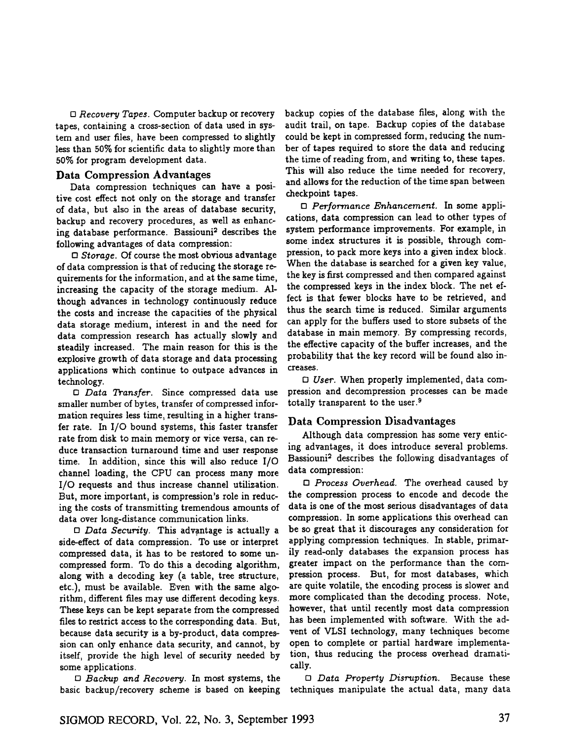□ *Recovery Tapes.* Computer backup or recovery tapes, containing a cross-section of data used in system and user files, have been compressed to slightly less than 50% for scientific data to slightly more than 50% for program development data.

## Data Compression Advantages

Data compression techniques can have a positive cost effect not only on the storage and transfer of data, but also in the areas of database security, backup and recovery procedures, as well as enhancing database performance. Bassiouni[2] describes the following advantages of data compression:

□ *Storage.* Of course the most obvious advantage of data compression is that of reducing the storage requirements for the information, and at the same time, increasing the capacity of the storage medium. Although advances in technology continuously reduce the costs and increase the capacities of the physical data storage medium, interest in and the need for data compression research has actually slowly and steadily increased. The main reason for this is the explosive growth of data storage and data processing applications which continue to outpace advances in technology.

□ *Data Transfer.* Since compressed data use smaller number of bytes, transfer of compressed information requires less time, resulting in a higher transfer rate. In I/O bound systems, this faster transfer rate from disk to main memory or vice versa, can reduce transaction turnaround time and user response time. In addition, since this will also reduce I/O channel loading, the CPU can process many more I/O requests and thus increase channel utilization. But, more important, is compression's role in reducing the costs of transmitting tremendous amounts of data over long-distance communication links.

□ *Data Security.* This advantage is actually a side-effect of data compression. To use or interpret compressed data, it has to be restored to some uncompressed form. To do this a decoding algorithm, along with a decoding key (a table, tree structure, etc.), must be available. Even with the same algorithm, different files may use different decoding keys. These keys can be kept separate from the compressed files to restrict access to the corresponding data. But, because data security is a by-product, data compression can only enhance data security, and cannot, by itself, provide the high level of security needed by some applications.

□ *Backup and Recovery.* In most systems, the basic backup/recovery scheme is based on keeping backup copies of the database files, along with the audit trail, on tape. Backup copies of the database could be kept in compressed form, reducing the number of tapes required to store the data and reducing the time of reading from, and writing to, these tapes. This will also reduce the time needed for recovery, and allows for the reduction of the time span between checkpoint tapes.

□ *Performance Enhancement.* In some applications, data compression can lead to other types of system performance improvements. For example, in some index structures it is possible, through compression, to pack more keys into a given index block. When the database is searched for a given key value, the key is first compressed and then compared against the compressed keys in the index block. The net effect is that fewer blocks have to be retrieved, and thus the search time is reduced. Similar arguments can apply for the buffers used to store subsets of the database in main memory. By compressing records, the effective capacity of the buffer increases, and the probability that the key record will be found also increases.

□ *User.* When properly implemented, data compression and decompression processes can be made totally transparent to the user.[9]

## Data Compression Disadvantages

Although data compression has some very enticing advantages, it does introduce several problems. Bassiouni[2] describes the following disadvantages of data compression:

□ *Process Overhead.* The overhead caused by the compression process to encode and decode the data is one of the most serious disadvantages of data compression. In some applications this overhead can be so great that it discourages any consideration for applying compression techniques. In stable, primarily read-only databases the expansion process has greater impact on the performance than the compression process. But, for most databases, which are quite volatile, the encoding process is slower and more complicated than the decoding process. Note, however, that until recently most data compression has been implemented with software. With the advent of VLSI technology, many techniques become open to complete or partial hardware implementation, thus reducing the process overhead dramatically.

□ *Data Property Disruption.* Because these techniques manipulate the actual data, many data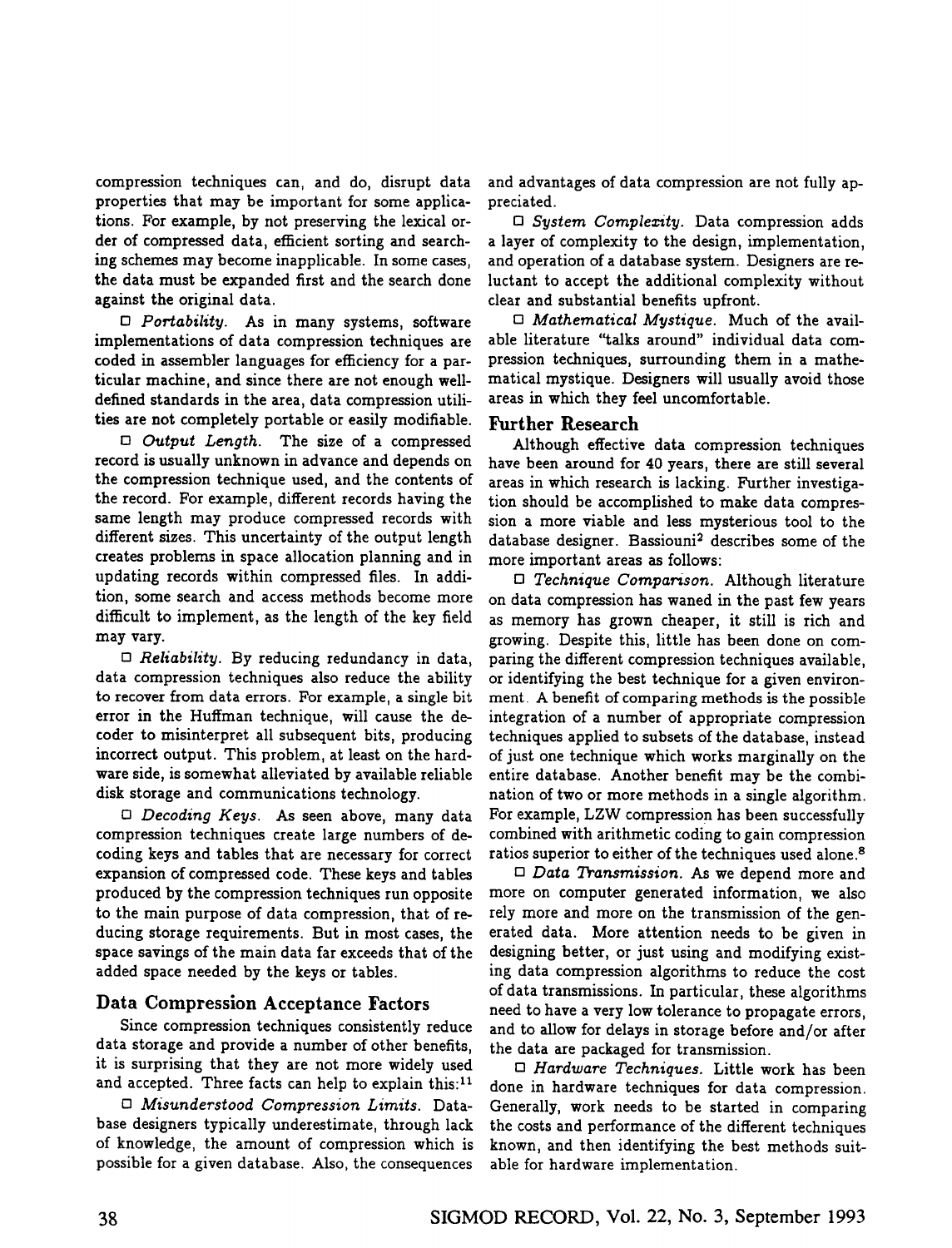compression techniques can, and do, disrupt data properties that may be important for some applications. For example, by not preserving the lexical order of compressed data, efficient sorting and searching schemes may become inapplicable. In some cases, the data must be expanded first and the search done against the original data.

□ *Portability.* As in many systems, software implementations of data compression techniques are coded in assembler languages for efficiency for a particular machine, and since there are not enough well-defined standards in the area, data compression utilities are not completely portable or easily modifiable.

□ *Output Length.* The size of a compressed record is usually unknown in advance and depends on the compression technique used, and the contents of the record. For example, different records having the same length may produce compressed records with different sizes. This uncertainty of the output length creates problems in space allocation planning and in updating records within compressed files. In addition, some search and access methods become more difficult to implement, as the length of the key field may vary.

□ *Reliability.* By reducing redundancy in data, data compression techniques also reduce the ability to recover from data errors. For example, a single bit error in the Huffman technique, will cause the decoder to misinterpret all subsequent bits, producing incorrect output. This problem, at least on the hardware side, is somewhat alleviated by available reliable disk storage and communications technology.

□ *Decoding Keys.* As seen above, many data compression techniques create large numbers of decoding keys and tables that are necessary for correct expansion of compressed code. These keys and tables produced by the compression techniques run opposite to the main purpose of data compression, that of reducing storage requirements. But in most cases, the space savings of the main data far exceeds that of the added space needed by the keys or tables.

## Data Compression Acceptance Factors

Since compression techniques consistently reduce data storage and provide a number of other benefits, it is surprising that they are not more widely used and accepted. Three facts can help to explain this:[11]

□ *Misunderstood Compression Limits.* Database designers typically underestimate, through lack of knowledge, the amount of compression which is possible for a given database. Also, the consequences and advantages of data compression are not fully appreciated.

□ *System Complexity.* Data compression adds a layer of complexity to the design, implementation, and operation of a database system. Designers are reluctant to accept the additional complexity without clear and substantial benefits upfront.

□ *Mathematical Mystique.* Much of the available literature "talks around" individual data compression techniques, surrounding them in a mathematical mystique. Designers will usually avoid those areas in which they feel uncomfortable.

## Further Research

Although effective data compression techniques have been around for 40 years, there are still several areas in which research is lacking. Further investigation should be accomplished to make data compression a more viable and less mysterious tool to the database designer. Bassiouni[2] describes some of the more important areas as follows:

□ *Technique Comparison.* Although literature on data compression has waned in the past few years as memory has grown cheaper, it still is rich and growing. Despite this, little has been done on comparing the different compression techniques available, or identifying the best technique for a given environment. A benefit of comparing methods is the possible integration of a number of appropriate compression techniques applied to subsets of the database, instead of just one technique which works marginally on the entire database. Another benefit may be the combination of two or more methods in a single algorithm. For example, LZW compression has been successfully combined with arithmetic coding to gain compression ratios superior to either of the techniques used alone.[8]

□ *Data Transmission.* As we depend more and more on computer generated information, we also rely more and more on the transmission of the generated data. More attention needs to be given in designing better, or just using and modifying existing data compression algorithms to reduce the cost of data transmissions. In particular, these algorithms need to have a very low tolerance to propagate errors, and to allow for delays in storage before and/or after the data are packaged for transmission.

□ *Hardware Techniques.* Little work has been done in hardware techniques for data compression. Generally, work needs to be started in comparing the costs and performance of the different techniques known, and then identifying the best methods suitable for hardware implementation.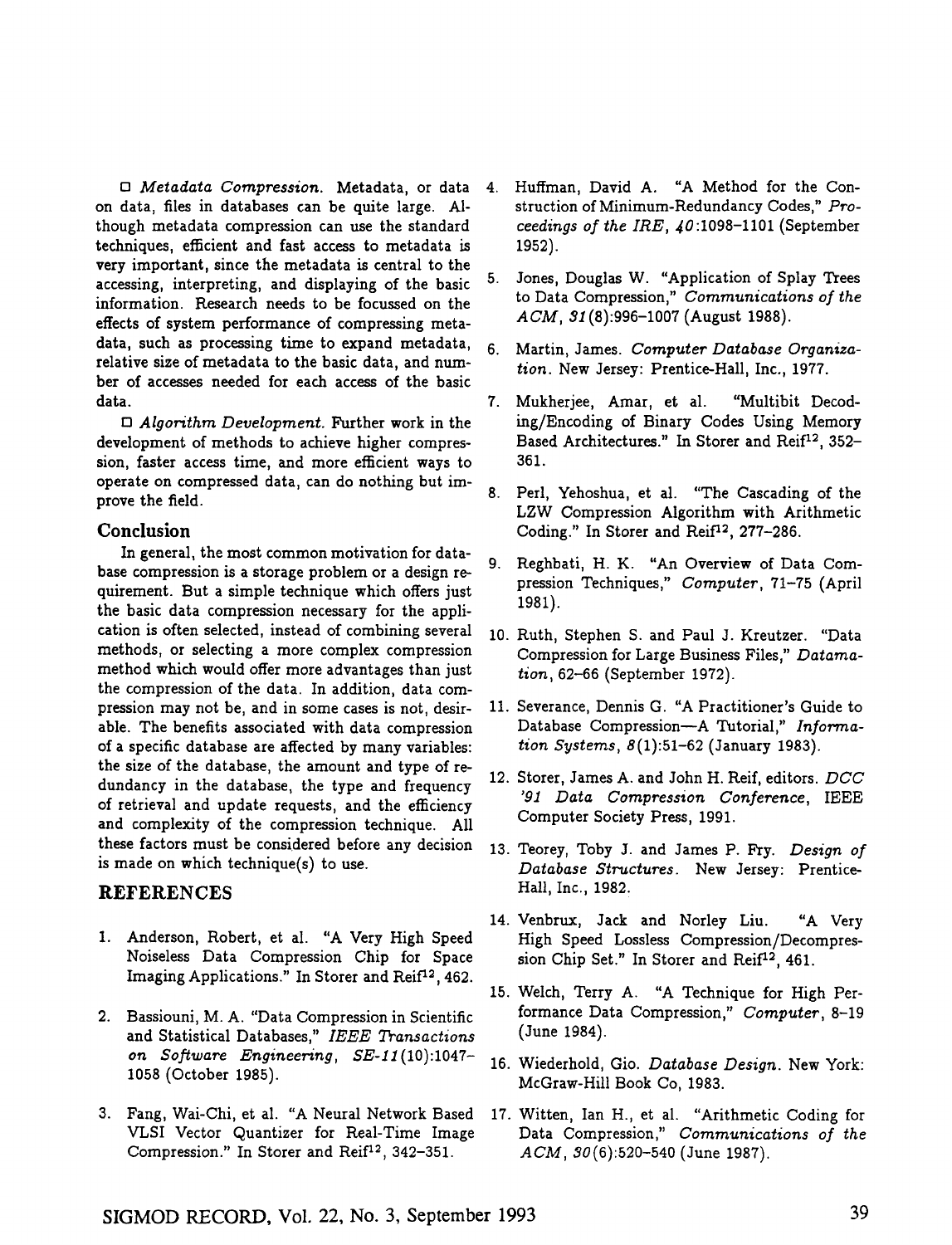□ *Metadata Compression.* Metadata, or data on data, files in databases can be quite large. Although metadata compression can use the standard techniques, efficient and fast access to metadata is very important, since the metadata is central to the accessing, interpreting, and displaying of the basic information. Research needs to be focussed on the effects of system performance of compressing metadata, such as processing time to expand metadata, relative size of metadata to the basic data, and number of accesses needed for each access of the basic data.

□ *Algorithm Development.* Further work in the development of methods to achieve higher compression, faster access time, and more efficient ways to operate on compressed data, can do nothing but improve the field.

## Conclusion

In general, the most common motivation for database compression is a storage problem or a design requirement. But a simple technique which offers just the basic data compression necessary for the application is often selected, instead of combining several methods, or selecting a more complex compression method which would offer more advantages than just the compression of the data. In addition, data compression may not be, and in some cases is not, desirable. The benefits associated with data compression of a specific database are affected by many variables: the size of the database, the amount and type of redundancy in the database, the type and frequency of retrieval and update requests, and the efficiency and complexity of the compression technique. All these factors must be considered before any decision is made on which technique(s) to use.

## REFERENCES

1. Anderson, Robert, et al. "A Very High Speed Noiseless Data Compression Chip for Space Imaging Applications." In Storer and Reif[12], 462.

2. Bassiouni, M. A. "Data Compression in Scientific and Statistical Databases," *IEEE Transactions on Software Engineering*, *SE-11*(10):1047–1058 (October 1985).

3. Fang, Wai-Chi, et al. "A Neural Network Based VLSI Vector Quantizer for Real-Time Image Compression." In Storer and Reif[12], 342–351.

4. Huffman, David A. "A Method for the Construction of Minimum-Redundancy Codes," *Proceedings of the IRE*, *40*:1098–1101 (September 1952).

5. Jones, Douglas W. "Application of Splay Trees to Data Compression," *Communications of the ACM*, *31*(8):996–1007 (August 1988).

6. Martin, James. *Computer Database Organization*. New Jersey: Prentice-Hall, Inc., 1977.

7. Mukherjee, Amar, et al. "Multibit Decoding/Encoding of Binary Codes Using Memory Based Architectures." In Storer and Reif[12], 352–361.

8. Perl, Yehoshua, et al. "The Cascading of the LZW Compression Algorithm with Arithmetic Coding." In Storer and Reif[12], 277–286.

9. Reghbati, H. K. "An Overview of Data Compression Techniques," *Computer*, 71–75 (April 1981).

10. Ruth, Stephen S. and Paul J. Kreutzer. "Data Compression for Large Business Files," *Datamation*, 62–66 (September 1972).

11. Severance, Dennis G. "A Practitioner's Guide to Database Compression—A Tutorial," *Information Systems*, *8*(1):51–62 (January 1983).

12. Storer, James A. and John H. Reif, editors. *DCC '91 Data Compression Conference*, IEEE Computer Society Press, 1991.

13. Teorey, Toby J. and James P. Fry. *Design of Database Structures*. New Jersey: Prentice-Hall, Inc., 1982.

14. Venbrux, Jack and Norley Liu. "A Very High Speed Lossless Compression/Decompression Chip Set." In Storer and Reif[12], 461.

15. Welch, Terry A. "A Technique for High Performance Data Compression," *Computer*, 8–19 (June 1984).

16. Wiederhold, Gio. *Database Design*. New York: McGraw-Hill Book Co, 1983.

17. Witten, Ian H., et al. "Arithmetic Coding for Data Compression," *Communications of the ACM*, *30*(6):520–540 (June 1987).